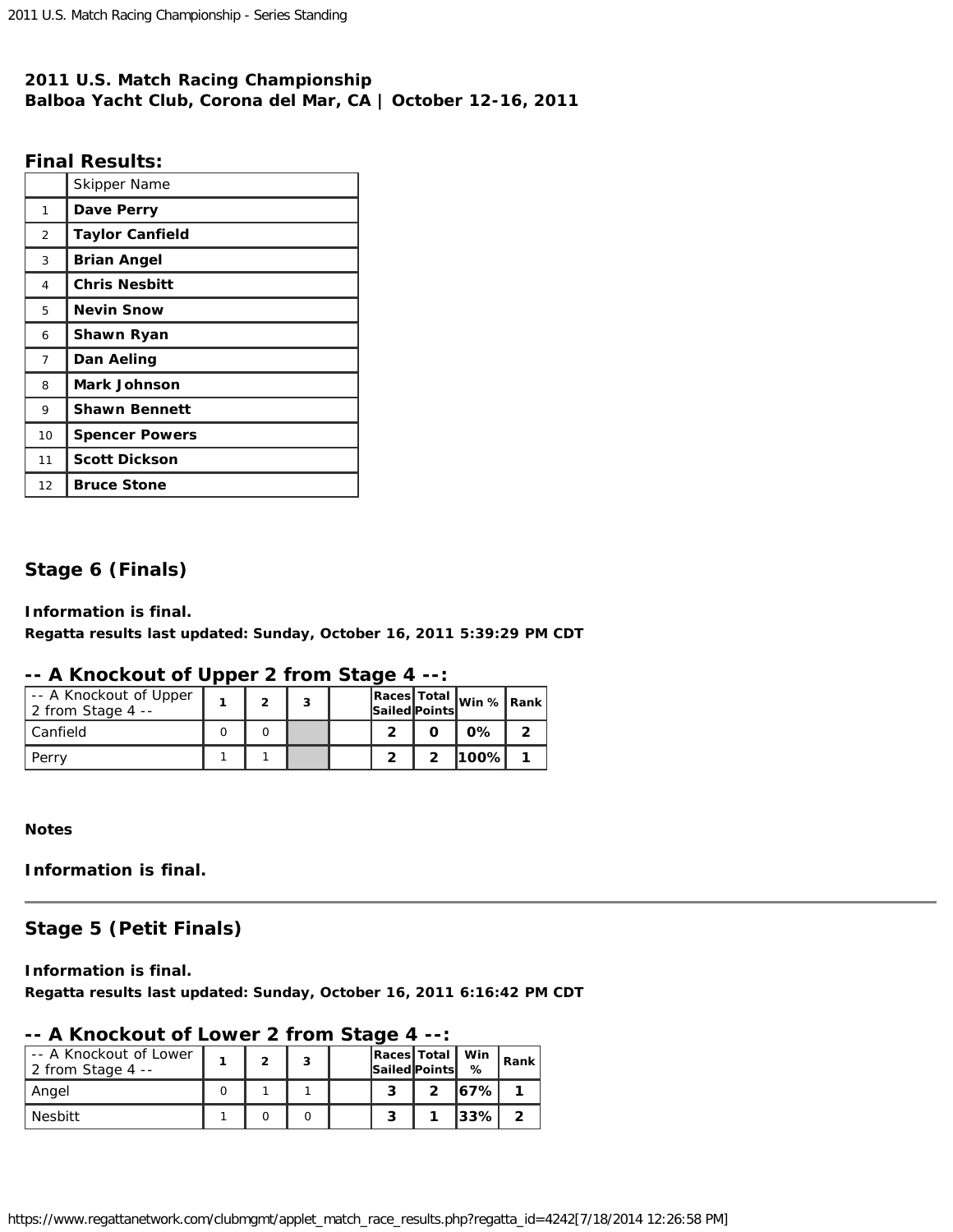**2011 U.S. Match Racing Championship**
**Balboa Yacht Club, Corona del Mar, CA | October 12-16, 2011**

## Final Results:

| | Skipper Name |
|---|---|
| 1 | **Dave Perry** |
| 2 | **Taylor Canfield** |
| 3 | **Brian Angel** |
| 4 | **Chris Nesbitt** |
| 5 | **Nevin Snow** |
| 6 | **Shawn Ryan** |
| 7 | **Dan Aeling** |
| 8 | **Mark Johnson** |
| 9 | **Shawn Bennett** |
| 10 | **Spencer Powers** |
| 11 | **Scott Dickson** |
| 12 | **Bruce Stone** |

## Stage 6 (Finals)

**Information is final.**
**Regatta results last updated: Sunday, October 16, 2011 5:39:29 PM CDT**

### -- A Knockout of Upper 2 from Stage 4 --:

| -- A Knockout of Upper 2 from Stage 4 -- | 1 | 2 | 3 | | Races Sailed | Total Points | Win % | Rank |
|---|---|---|---|---|---|---|---|---|
| Canfield | 0 | 0 | | | 2 | 0 | 0% | 2 |
| Perry | 1 | 1 | | | 2 | 2 | 100% | 1 |

**Notes**

**Information is final.**

---

## Stage 5 (Petit Finals)

**Information is final.**
**Regatta results last updated: Sunday, October 16, 2011 6:16:42 PM CDT**

### -- A Knockout of Lower 2 from Stage 4 --:

| -- A Knockout of Lower 2 from Stage 4 -- | 1 | 2 | 3 | | Races Sailed | Total Points | Win % | Rank |
|---|---|---|---|---|---|---|---|---|
| Angel | 0 | 1 | 1 | | 3 | 2 | 67% | 1 |
| Nesbitt | 1 | 0 | 0 | | 3 | 1 | 33% | 2 |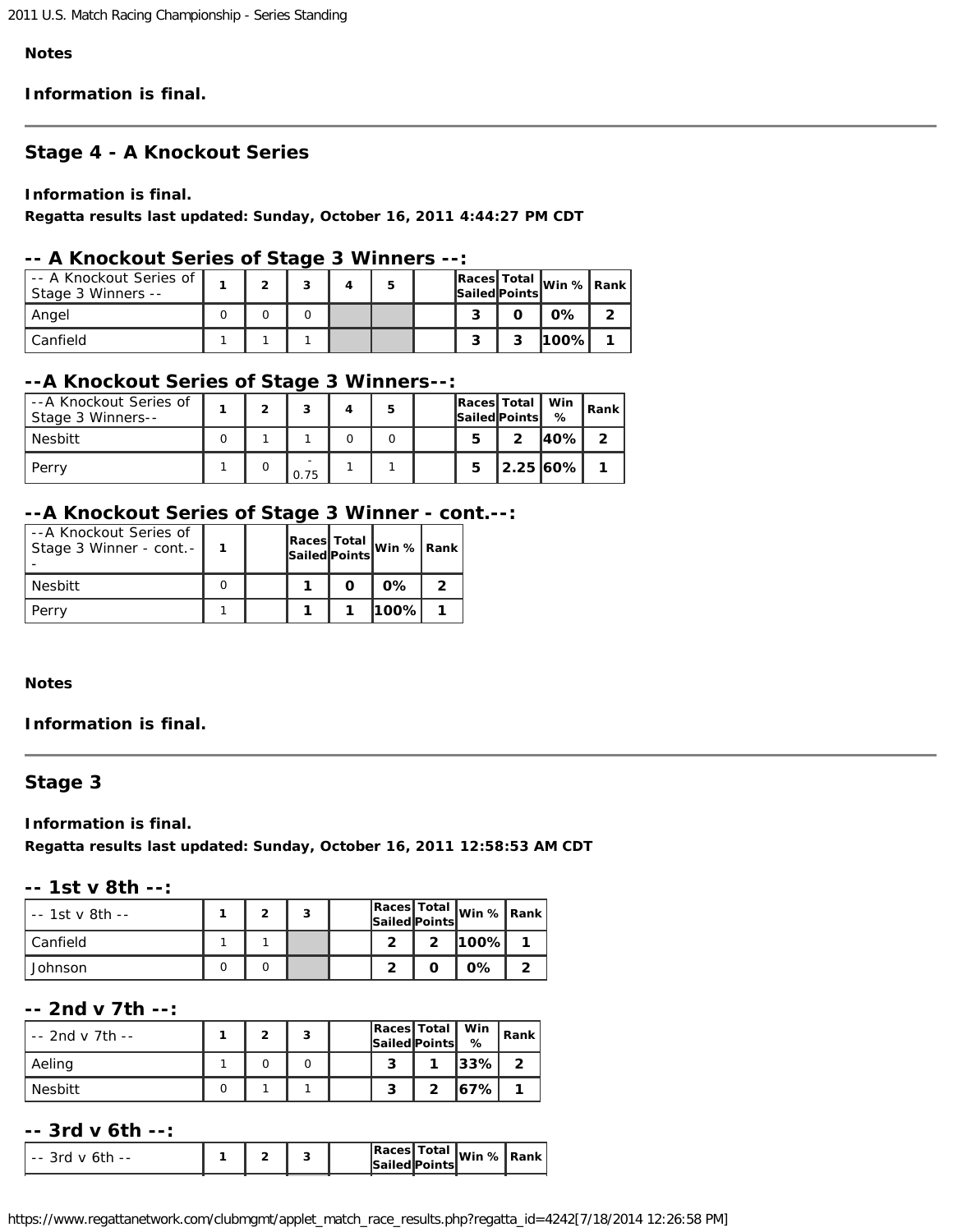**Notes**

**Information is final.**

---

## Stage 4 - A Knockout Series

**Information is final.**
**Regatta results last updated: Sunday, October 16, 2011 4:44:27 PM CDT**

### -- A Knockout Series of Stage 3 Winners --:

| -- A Knockout Series of Stage 3 Winners -- | 1 | 2 | 3 | 4 | 5 | | Races Sailed | Total Points | Win % | Rank |
|---|---|---|---|---|---|---|---|---|---|---|
| Angel | 0 | 0 | 0 | | | | **3** | **0** | **0%** | **2** |
| Canfield | 1 | 1 | 1 | | | | **3** | **3** | **100%** | **1** |

### --A Knockout Series of Stage 3 Winners--:

| --A Knockout Series of Stage 3 Winners-- | 1 | 2 | 3 | 4 | 5 | | Races Sailed | Total Points | Win % | Rank |
|---|---|---|---|---|---|---|---|---|---|---|
| Nesbitt | 0 | 1 | 1 | 0 | 0 | | **5** | **2** | **40%** | **2** |
| Perry | 1 | 0 | -0.75 | 1 | 1 | | **5** | **2.25** | **60%** | **1** |

### --A Knockout Series of Stage 3 Winner - cont.--:

| --A Knockout Series of Stage 3 Winner - cont.-- | 1 | | Races Sailed | Total Points | Win % | Rank |
|---|---|---|---|---|---|---|
| Nesbitt | 0 | | **1** | **0** | **0%** | **2** |
| Perry | 1 | | **1** | **1** | **100%** | **1** |

**Notes**

**Information is final.**

---

## Stage 3

**Information is final.**
**Regatta results last updated: Sunday, October 16, 2011 12:58:53 AM CDT**

### -- 1st v 8th --:

| -- 1st v 8th -- | 1 | 2 | 3 | | Races Sailed | Total Points | Win % | Rank |
|---|---|---|---|---|---|---|---|---|
| Canfield | 1 | 1 | | | **2** | **2** | **100%** | **1** |
| Johnson | 0 | 0 | | | **2** | **0** | **0%** | **2** |

### -- 2nd v 7th --:

| -- 2nd v 7th -- | 1 | 2 | 3 | | Races Sailed | Total Points | Win % | Rank |
|---|---|---|---|---|---|---|---|---|
| Aeling | 1 | 0 | 0 | | **3** | **1** | **33%** | **2** |
| Nesbitt | 0 | 1 | 1 | | **3** | **2** | **67%** | **1** |

### -- 3rd v 6th --:

| -- 3rd v 6th -- | 1 | 2 | 3 | | Races Sailed | Total Points | Win % | Rank |
|---|---|---|---|---|---|---|---|---|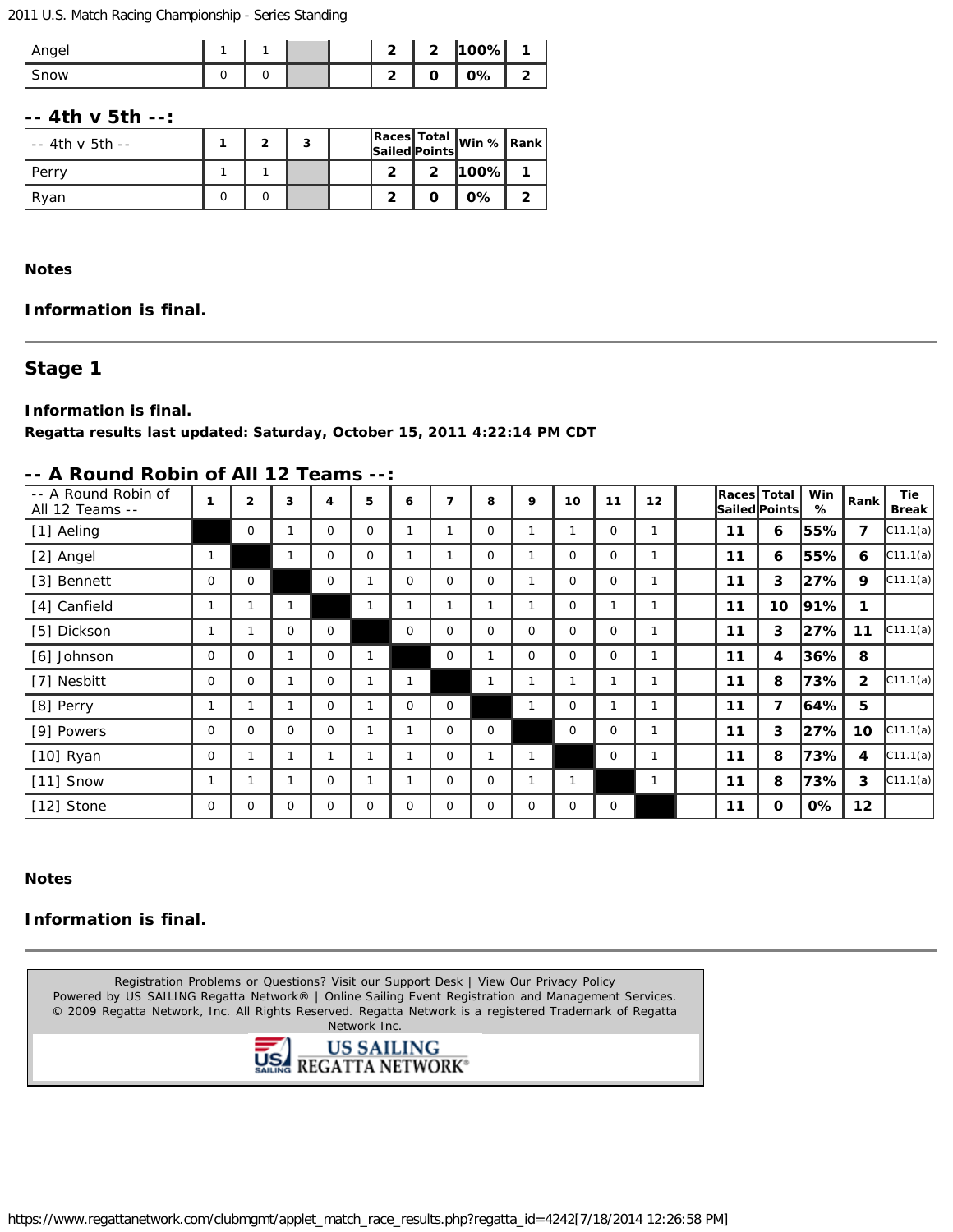| | 1 | 2 | 3 | | Races Sailed | Total Points | Win % | Rank |
|---|---|---|---|---|---|---|---|---|
| Angel | 1 | 1 | | | 2 | 2 | 100% | 1 |
| Snow | 0 | 0 | | | 2 | 0 | 0% | 2 |

## -- 4th v 5th --:

| -- 4th v 5th -- | 1 | 2 | 3 | | Races Sailed | Total Points | Win % | Rank |
|---|---|---|---|---|---|---|---|---|
| Perry | 1 | 1 | | | 2 | 2 | 100% | 1 |
| Ryan | 0 | 0 | | | 2 | 0 | 0% | 2 |

**Notes**

**Information is final.**

## Stage 1

**Information is final.**

**Regatta results last updated: Saturday, October 15, 2011 4:22:14 PM CDT**

## -- A Round Robin of All 12 Teams --:

| -- A Round Robin of All 12 Teams -- | 1 | 2 | 3 | 4 | 5 | 6 | 7 | 8 | 9 | 10 | 11 | 12 | | Races Sailed | Total Points | Win % | Rank | Tie Break |
|---|---|---|---|---|---|---|---|---|---|---|---|---|---|---|---|---|---|---|
| [1] Aeling | | 0 | 1 | 0 | 0 | 1 | 1 | 0 | 1 | 1 | 0 | 1 | | 11 | 6 | 55% | 7 | C11.1(a) |
| [2] Angel | 1 | | 1 | 0 | 0 | 1 | 1 | 0 | 1 | 0 | 0 | 1 | | 11 | 6 | 55% | 6 | C11.1(a) |
| [3] Bennett | 0 | 0 | | 0 | 1 | 0 | 0 | 0 | 1 | 0 | 0 | 1 | | 11 | 3 | 27% | 9 | C11.1(a) |
| [4] Canfield | 1 | 1 | 1 | | 1 | 1 | 1 | 1 | 1 | 0 | 1 | 1 | | 11 | 10 | 91% | 1 | |
| [5] Dickson | 1 | 1 | 0 | 0 | | 0 | 0 | 0 | 0 | 0 | 0 | 1 | | 11 | 3 | 27% | 11 | C11.1(a) |
| [6] Johnson | 0 | 0 | 1 | 0 | 1 | | 0 | 1 | 0 | 0 | 0 | 1 | | 11 | 4 | 36% | 8 | |
| [7] Nesbitt | 0 | 0 | 1 | 0 | 1 | 1 | | 1 | 1 | 1 | 1 | 1 | | 11 | 8 | 73% | 2 | C11.1(a) |
| [8] Perry | 1 | 1 | 1 | 0 | 1 | 0 | 0 | | 1 | 0 | 1 | 1 | | 11 | 7 | 64% | 5 | |
| [9] Powers | 0 | 0 | 0 | 0 | 1 | 1 | 0 | 0 | | 0 | 0 | 1 | | 11 | 3 | 27% | 10 | C11.1(a) |
| [10] Ryan | 0 | 1 | 1 | 1 | 1 | 1 | 0 | 1 | 1 | | 0 | 1 | | 11 | 8 | 73% | 4 | C11.1(a) |
| [11] Snow | 1 | 1 | 1 | 0 | 1 | 1 | 0 | 0 | 1 | 1 | | 1 | | 11 | 8 | 73% | 3 | C11.1(a) |
| [12] Stone | 0 | 0 | 0 | 0 | 0 | 0 | 0 | 0 | 0 | 0 | 0 | | | 11 | 0 | 0% | 12 | |

**Notes**

**Information is final.**

Registration Problems or Questions? Visit our Support Desk | View Our Privacy Policy
Powered by US SAILING Regatta Network® | Online Sailing Event Registration and Management Services.
© 2009 Regatta Network, Inc. All Rights Reserved. Regatta Network is a registered Trademark of Regatta Network Inc.

US SAILING REGATTA NETWORK®